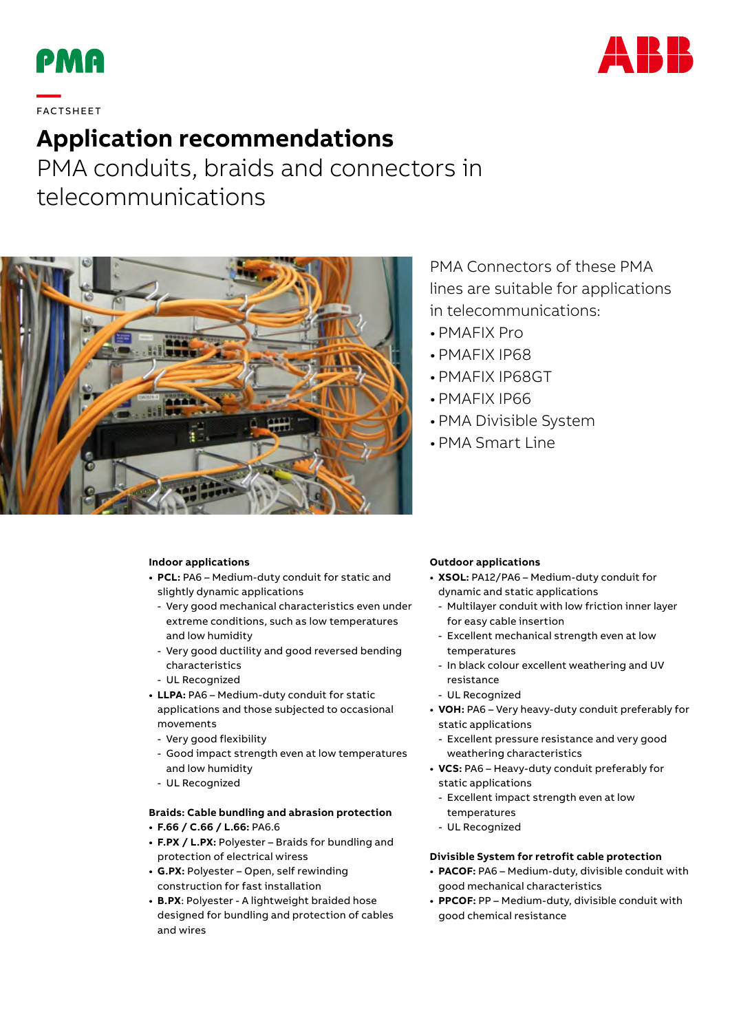FACTSHEET

# Application recommendations

## PMA conduits, braids and connectors in telecommunications

PMA Connectors of these PMA lines are suitable for applications in telecommunications:

- PMAFIX Pro
- PMAFIX IP68
- PMAFIX IP68GT
- PMAFIX IP66
- PMA Divisible System
- PMA Smart Line

**Indoor applications**

- **PCL:** PA6 – Medium-duty conduit for static and slightly dynamic applications
  - Very good mechanical characteristics even under extreme conditions, such as low temperatures and low humidity
  - Very good ductility and good reversed bending characteristics
  - UL Recognized
- **LLPA:** PA6 – Medium-duty conduit for static applications and those subjected to occasional movements
  - Very good flexibility
  - Good impact strength even at low temperatures and low humidity
  - UL Recognized

**Braids: Cable bundling and abrasion protection**

- **F.66 / C.66 / L.66:** PA6.6
- **F.PX / L.PX:** Polyester – Braids for bundling and protection of electrical wiress
- **G.PX:** Polyester – Open, self rewinding construction for fast installation
- **B.PX**: Polyester - A lightweight braided hose designed for bundling and protection of cables and wires

**Outdoor applications**

- **XSOL:** PA12/PA6 – Medium-duty conduit for dynamic and static applications
  - Multilayer conduit with low friction inner layer for easy cable insertion
  - Excellent mechanical strength even at low temperatures
  - In black colour excellent weathering and UV resistance
  - UL Recognized
- **VOH:** PA6 – Very heavy-duty conduit preferably for static applications
  - Excellent pressure resistance and very good weathering characteristics
- **VCS:** PA6 – Heavy-duty conduit preferably for static applications
  - Excellent impact strength even at low temperatures
  - UL Recognized

**Divisible System for retrofit cable protection**

- **PACOF:** PA6 – Medium-duty, divisible conduit with good mechanical characteristics
- **PPCOF:** PP – Medium-duty, divisible conduit with good chemical resistance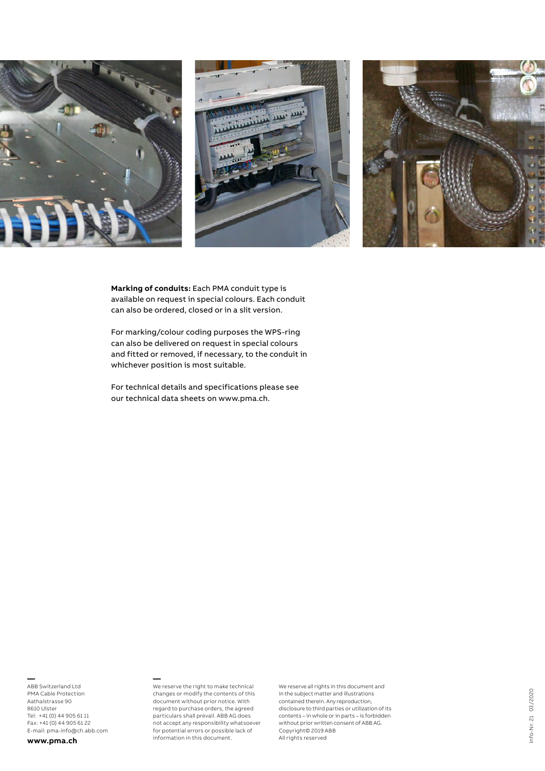**Marking of conduits:** Each PMA conduit type is available on request in special colours. Each conduit can also be ordered, closed or in a slit version.

For marking/colour coding purposes the WPS-ring can also be delivered on request in special colours and fitted or removed, if necessary, to the conduit in whichever position is most suitable.

For technical details and specifications please see our technical data sheets on www.pma.ch.

—

ABB Switzerland Ltd
PMA Cable Protection
Aathalstrasse 90
8610 Ulster
Tel: +41 (0) 44 905 61 11
Fax: +41 (0) 44 905 61 22
E-mail: pma-info@ch.abb.com

**www.pma.ch**

—

We reserve the right to make technical changes or modify the contents of this document without prior notice. With regard to purchase orders, the agreed particulars shall prevail. ABB AG does not accept any responsibility whatsoever for potential errors or possible lack of information in this document.

We reserve all rights in this document and in the subject matter and illustrations contained therein. Any reproduction, disclosure to third parties or utilization of its contents – in whole or in parts – is forbidden without prior written consent of ABB AG.
Copyright© 2019 ABB
All rights reserved

Info-Nr. 21 03/2020